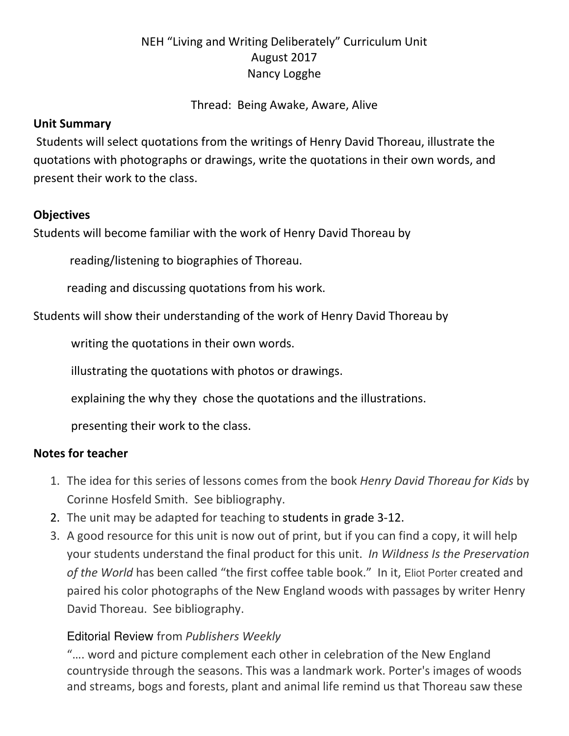NEH "Living and Writing Deliberately" Curriculum Unit
August 2017
Nancy Logghe

Thread: Being Awake, Aware, Alive

**Unit Summary**

Students will select quotations from the writings of Henry David Thoreau, illustrate the quotations with photographs or drawings, write the quotations in their own words, and present their work to the class.

**Objectives**

Students will become familiar with the work of Henry David Thoreau by

reading/listening to biographies of Thoreau.

reading and discussing quotations from his work.

Students will show their understanding of the work of Henry David Thoreau by

writing the quotations in their own words.

illustrating the quotations with photos or drawings.

explaining the why they chose the quotations and the illustrations.

presenting their work to the class.

**Notes for teacher**

1. The idea for this series of lessons comes from the book *Henry David Thoreau for Kids* by Corinne Hosfeld Smith. See bibliography.
2. The unit may be adapted for teaching to students in grade 3-12.
3. A good resource for this unit is now out of print, but if you can find a copy, it will help your students understand the final product for this unit. *In Wildness Is the Preservation of the World* has been called "the first coffee table book." In it, Eliot Porter created and paired his color photographs of the New England woods with passages by writer Henry David Thoreau. See bibliography.

Editorial Review from *Publishers Weekly*

"…. word and picture complement each other in celebration of the New England countryside through the seasons. This was a landmark work. Porter's images of woods and streams, bogs and forests, plant and animal life remind us that Thoreau saw these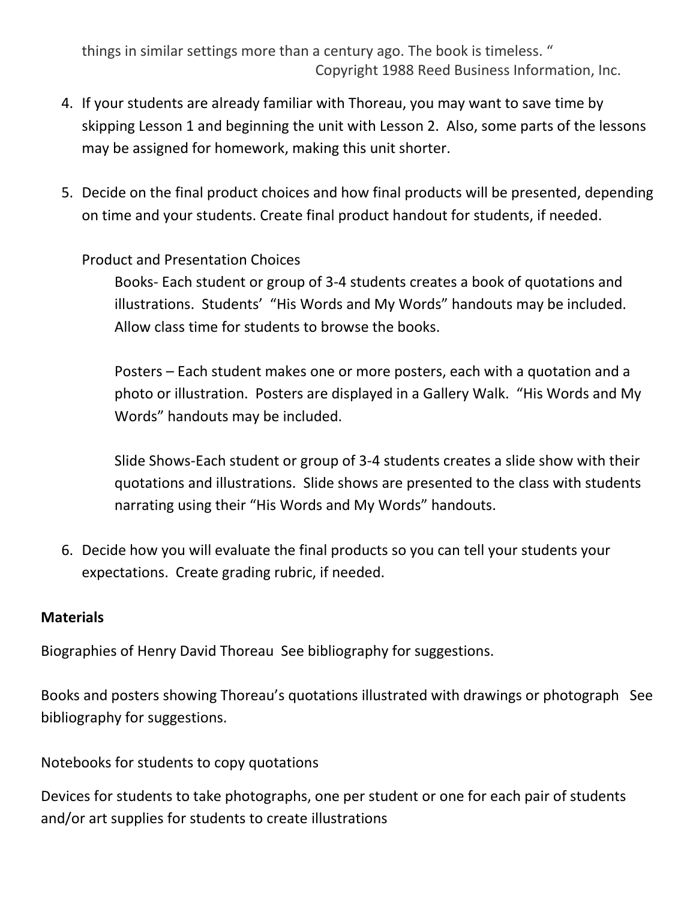things in similar settings more than a century ago. The book is timeless. "

Copyright 1988 Reed Business Information, Inc.

4. If your students are already familiar with Thoreau, you may want to save time by skipping Lesson 1 and beginning the unit with Lesson 2. Also, some parts of the lessons may be assigned for homework, making this unit shorter.

5. Decide on the final product choices and how final products will be presented, depending on time and your students. Create final product handout for students, if needed.

   Product and Presentation Choices

   Books- Each student or group of 3-4 students creates a book of quotations and illustrations. Students' "His Words and My Words" handouts may be included. Allow class time for students to browse the books.

   Posters – Each student makes one or more posters, each with a quotation and a photo or illustration. Posters are displayed in a Gallery Walk. "His Words and My Words" handouts may be included.

   Slide Shows-Each student or group of 3-4 students creates a slide show with their quotations and illustrations. Slide shows are presented to the class with students narrating using their "His Words and My Words" handouts.

6. Decide how you will evaluate the final products so you can tell your students your expectations. Create grading rubric, if needed.

**Materials**

Biographies of Henry David Thoreau See bibliography for suggestions.

Books and posters showing Thoreau's quotations illustrated with drawings or photograph See bibliography for suggestions.

Notebooks for students to copy quotations

Devices for students to take photographs, one per student or one for each pair of students and/or art supplies for students to create illustrations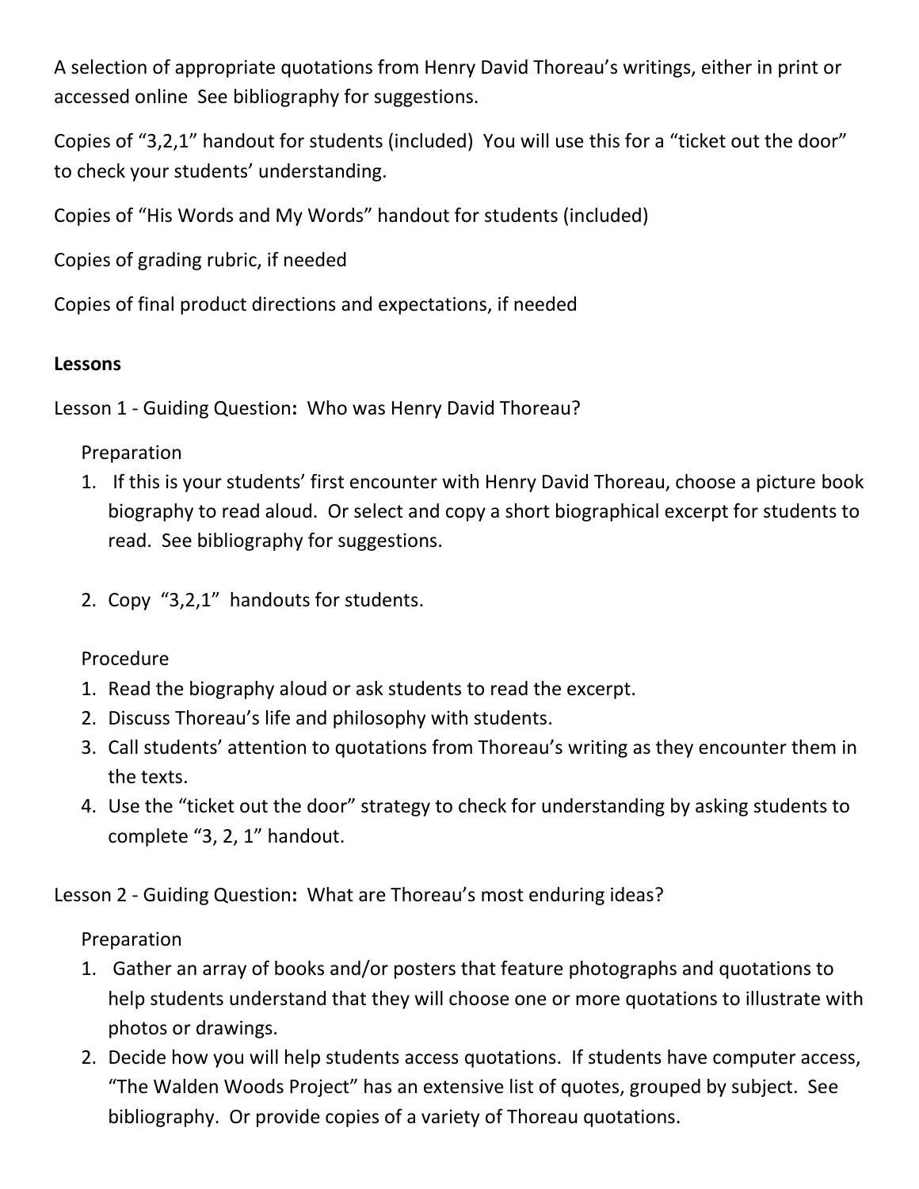A selection of appropriate quotations from Henry David Thoreau's writings, either in print or accessed online See bibliography for suggestions.

Copies of "3,2,1" handout for students (included) You will use this for a "ticket out the door" to check your students' understanding.

Copies of "His Words and My Words" handout for students (included)

Copies of grading rubric, if needed

Copies of final product directions and expectations, if needed

**Lessons**

Lesson 1 - Guiding Question**:** Who was Henry David Thoreau?

Preparation

1. If this is your students' first encounter with Henry David Thoreau, choose a picture book biography to read aloud. Or select and copy a short biographical excerpt for students to read. See bibliography for suggestions.

2. Copy "3,2,1" handouts for students.

Procedure

1. Read the biography aloud or ask students to read the excerpt.
2. Discuss Thoreau's life and philosophy with students.
3. Call students' attention to quotations from Thoreau's writing as they encounter them in the texts.
4. Use the "ticket out the door" strategy to check for understanding by asking students to complete "3, 2, 1" handout.

Lesson 2 - Guiding Question**:** What are Thoreau's most enduring ideas?

Preparation

1. Gather an array of books and/or posters that feature photographs and quotations to help students understand that they will choose one or more quotations to illustrate with photos or drawings.
2. Decide how you will help students access quotations. If students have computer access, "The Walden Woods Project" has an extensive list of quotes, grouped by subject. See bibliography. Or provide copies of a variety of Thoreau quotations.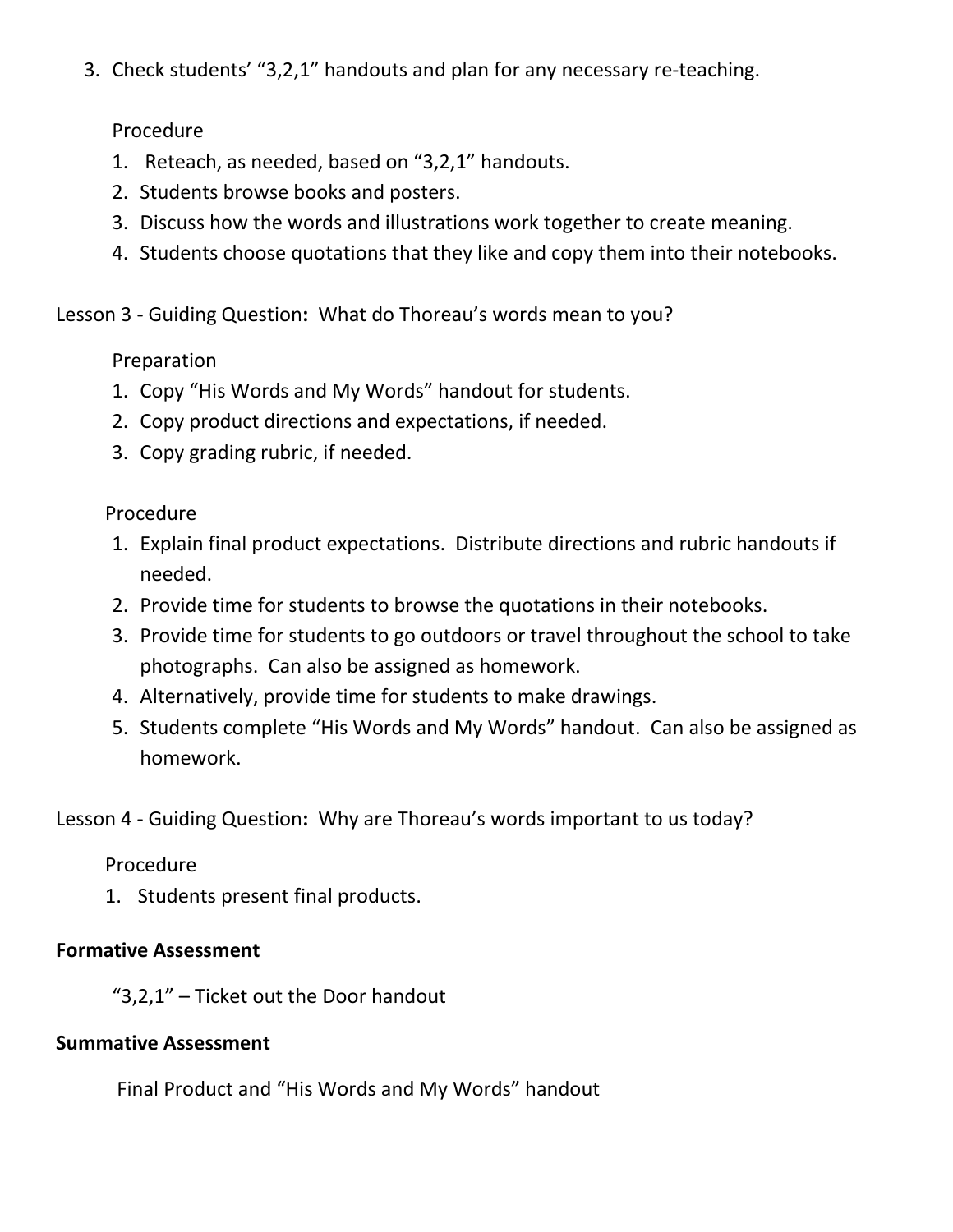3. Check students' "3,2,1" handouts and plan for any necessary re-teaching.

Procedure

1. Reteach, as needed, based on "3,2,1" handouts.
2. Students browse books and posters.
3. Discuss how the words and illustrations work together to create meaning.
4. Students choose quotations that they like and copy them into their notebooks.

Lesson 3 - Guiding Question**:** What do Thoreau's words mean to you?

Preparation

1. Copy "His Words and My Words" handout for students.
2. Copy product directions and expectations, if needed.
3. Copy grading rubric, if needed.

Procedure

1. Explain final product expectations. Distribute directions and rubric handouts if needed.
2. Provide time for students to browse the quotations in their notebooks.
3. Provide time for students to go outdoors or travel throughout the school to take photographs. Can also be assigned as homework.
4. Alternatively, provide time for students to make drawings.
5. Students complete "His Words and My Words" handout. Can also be assigned as homework.

Lesson 4 - Guiding Question**:** Why are Thoreau's words important to us today?

Procedure

1. Students present final products.

**Formative Assessment**

"3,2,1" – Ticket out the Door handout

**Summative Assessment**

Final Product and "His Words and My Words" handout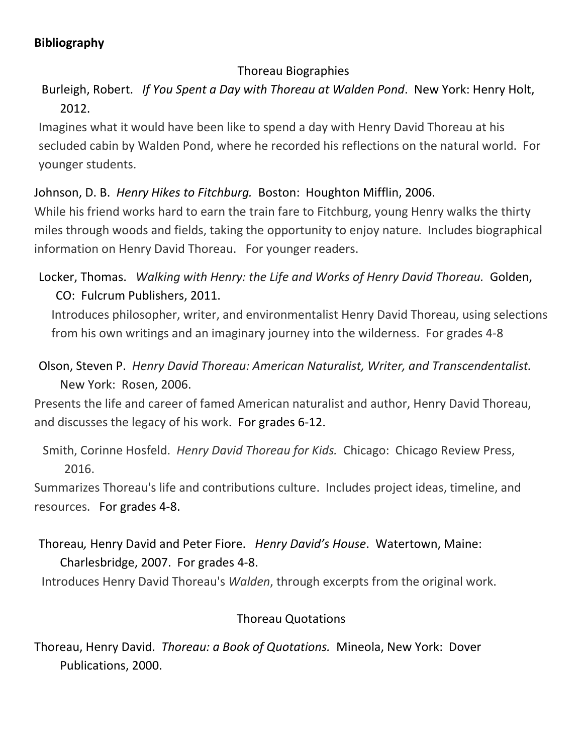**Bibliography**

Thoreau Biographies

Burleigh, Robert. *If You Spent a Day with Thoreau at Walden Pond*. New York: Henry Holt, 2012.

Imagines what it would have been like to spend a day with Henry David Thoreau at his secluded cabin by Walden Pond, where he recorded his reflections on the natural world. For younger students.

Johnson, D. B. *Henry Hikes to Fitchburg.* Boston: Houghton Mifflin, 2006.

While his friend works hard to earn the train fare to Fitchburg, young Henry walks the thirty miles through woods and fields, taking the opportunity to enjoy nature. Includes biographical information on Henry David Thoreau. For younger readers.

Locker, Thomas. *Walking with Henry: the Life and Works of Henry David Thoreau.* Golden, CO: Fulcrum Publishers, 2011.

Introduces philosopher, writer, and environmentalist Henry David Thoreau, using selections from his own writings and an imaginary journey into the wilderness. For grades 4-8

Olson, Steven P. *Henry David Thoreau: American Naturalist, Writer, and Transcendentalist.* New York: Rosen, 2006.

Presents the life and career of famed American naturalist and author, Henry David Thoreau, and discusses the legacy of his work. For grades 6-12.

Smith, Corinne Hosfeld. *Henry David Thoreau for Kids.* Chicago: Chicago Review Press, 2016.

Summarizes Thoreau's life and contributions culture. Includes project ideas, timeline, and resources. For grades 4-8.

Thoreau, Henry David and Peter Fiore. *Henry David's House*. Watertown, Maine: Charlesbridge, 2007. For grades 4-8.

Introduces Henry David Thoreau's *Walden*, through excerpts from the original work.

Thoreau Quotations

Thoreau, Henry David. *Thoreau: a Book of Quotations.* Mineola, New York: Dover Publications, 2000.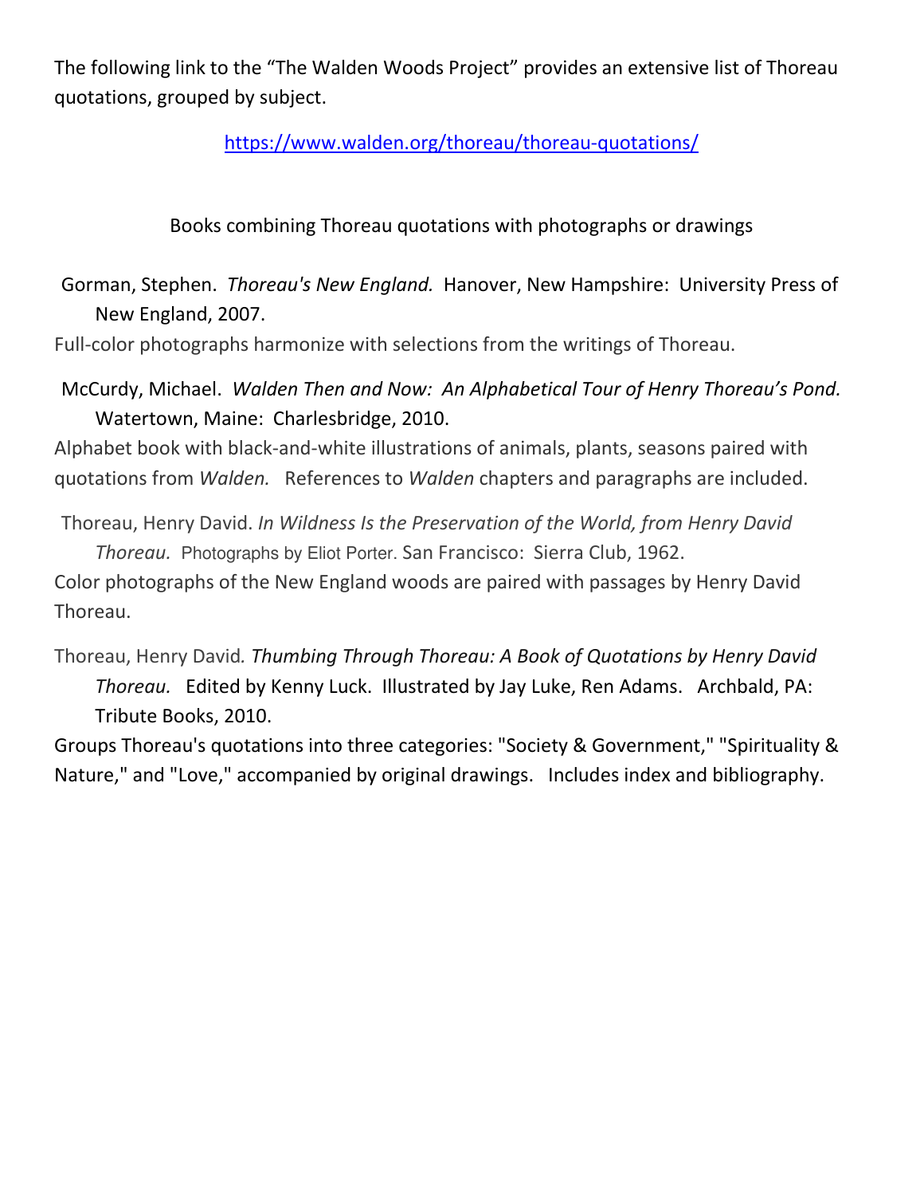The following link to the "The Walden Woods Project" provides an extensive list of Thoreau quotations, grouped by subject.

https://www.walden.org/thoreau/thoreau-quotations/

Books combining Thoreau quotations with photographs or drawings

Gorman, Stephen. *Thoreau's New England.* Hanover, New Hampshire: University Press of New England, 2007.

Full-color photographs harmonize with selections from the writings of Thoreau.

McCurdy, Michael. *Walden Then and Now: An Alphabetical Tour of Henry Thoreau's Pond.* Watertown, Maine: Charlesbridge, 2010.

Alphabet book with black-and-white illustrations of animals, plants, seasons paired with quotations from *Walden.* References to *Walden* chapters and paragraphs are included.

Thoreau, Henry David. *In Wildness Is the Preservation of the World, from Henry David Thoreau.* Photographs by Eliot Porter. San Francisco: Sierra Club, 1962.

Color photographs of the New England woods are paired with passages by Henry David Thoreau.

Thoreau, Henry David*. Thumbing Through Thoreau: A Book of Quotations by Henry David Thoreau.* Edited by Kenny Luck. Illustrated by Jay Luke, Ren Adams. Archbald, PA: Tribute Books, 2010.

Groups Thoreau's quotations into three categories: "Society & Government," "Spirituality & Nature," and "Love," accompanied by original drawings. Includes index and bibliography.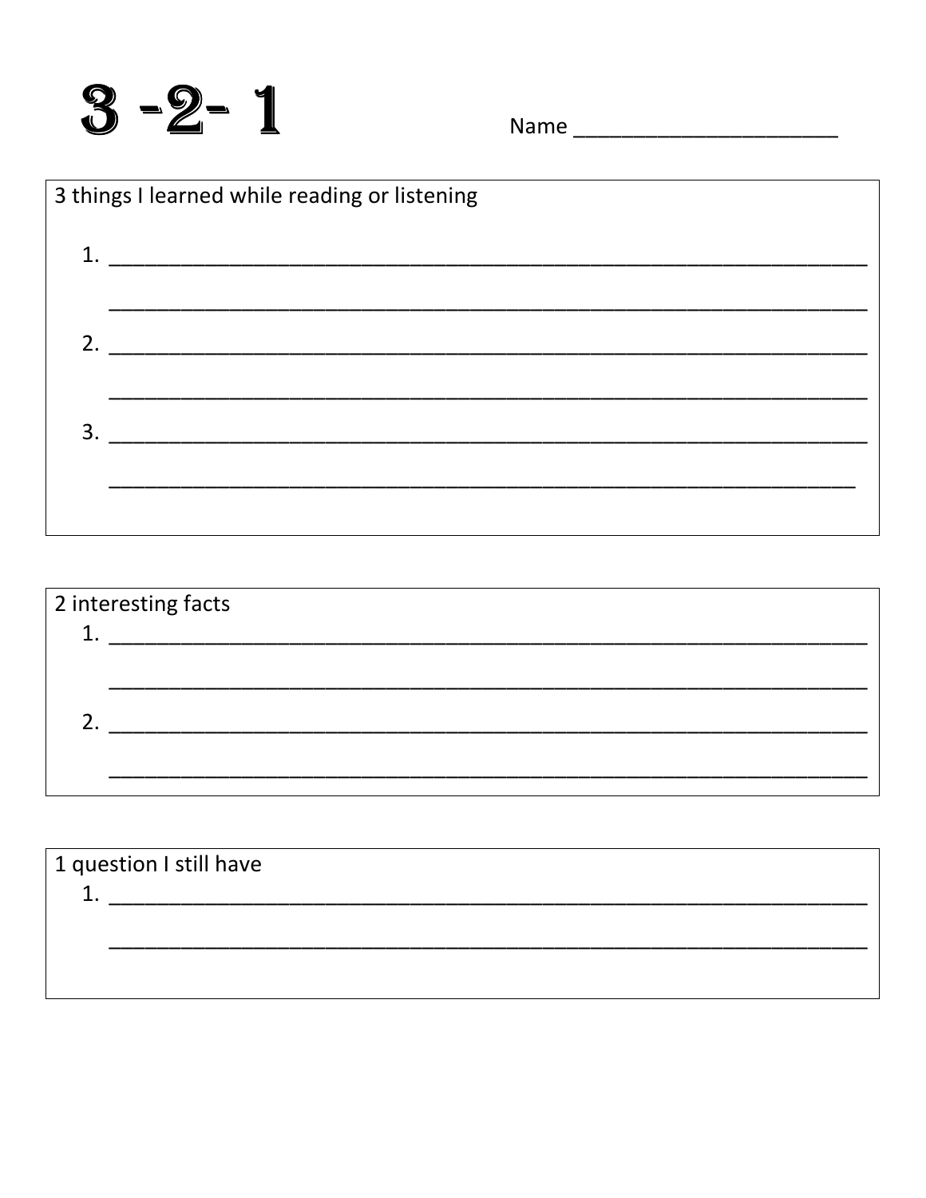# 3 -2- 1

Name ______________________

3 things I learned while reading or listening

1. ________________________________________________________________

   ________________________________________________________________

2. ________________________________________________________________

   ________________________________________________________________

3. ________________________________________________________________

   ________________________________________________________________

2 interesting facts

1. ________________________________________________________________

   ________________________________________________________________

2. ________________________________________________________________

   ________________________________________________________________

1 question I still have

1. ________________________________________________________________

   ________________________________________________________________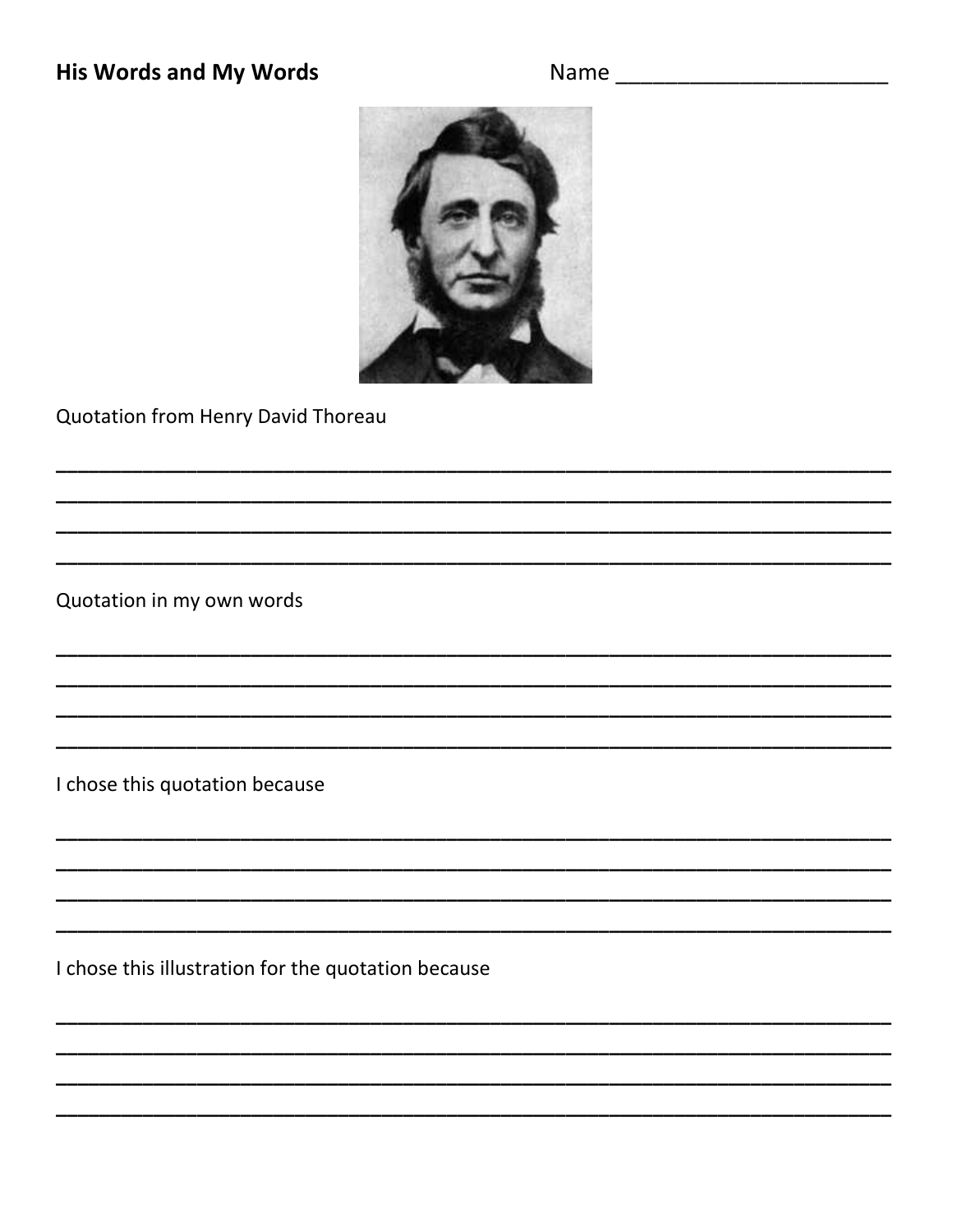**His Words and My Words** Name _______________________

Quotation from Henry David Thoreau

_____________________________________________________________________________
_____________________________________________________________________________
_____________________________________________________________________________
_____________________________________________________________________________

Quotation in my own words

_____________________________________________________________________________
_____________________________________________________________________________
_____________________________________________________________________________
_____________________________________________________________________________

I chose this quotation because

_____________________________________________________________________________
_____________________________________________________________________________
_____________________________________________________________________________
_____________________________________________________________________________

I chose this illustration for the quotation because

_____________________________________________________________________________
_____________________________________________________________________________
_____________________________________________________________________________
_____________________________________________________________________________